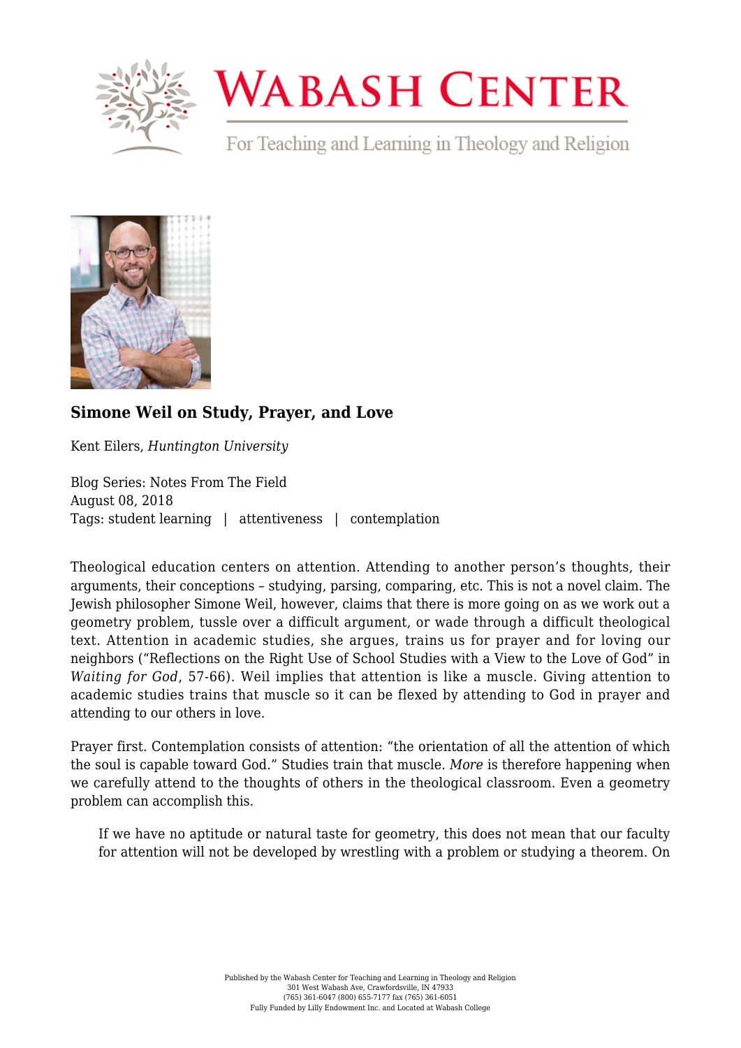# Wabash Center

For Teaching and Learning in Theology and Religion

### Simone Weil on Study, Prayer, and Love

Kent Eilers, *Huntington University*

Blog Series: Notes From The Field
August 08, 2018
Tags: student learning | attentiveness | contemplation

Theological education centers on attention. Attending to another person's thoughts, their arguments, their conceptions – studying, parsing, comparing, etc. This is not a novel claim. The Jewish philosopher Simone Weil, however, claims that there is more going on as we work out a geometry problem, tussle over a difficult argument, or wade through a difficult theological text. Attention in academic studies, she argues, trains us for prayer and for loving our neighbors ("Reflections on the Right Use of School Studies with a View to the Love of God" in *Waiting for God*, 57-66). Weil implies that attention is like a muscle. Giving attention to academic studies trains that muscle so it can be flexed by attending to God in prayer and attending to our others in love.

Prayer first. Contemplation consists of attention: "the orientation of all the attention of which the soul is capable toward God." Studies train that muscle. *More* is therefore happening when we carefully attend to the thoughts of others in the theological classroom. Even a geometry problem can accomplish this.

> If we have no aptitude or natural taste for geometry, this does not mean that our faculty for attention will not be developed by wrestling with a problem or studying a theorem. On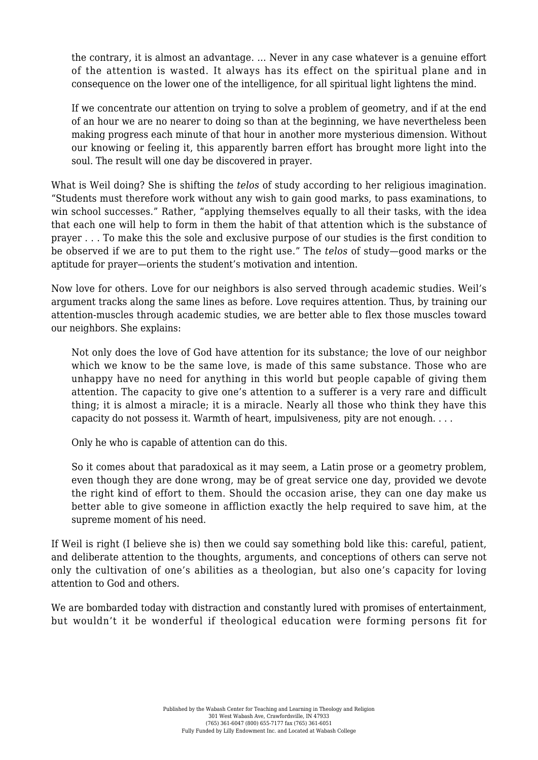> the contrary, it is almost an advantage. … Never in any case whatever is a genuine effort of the attention is wasted. It always has its effect on the spiritual plane and in consequence on the lower one of the intelligence, for all spiritual light lightens the mind.
>
> If we concentrate our attention on trying to solve a problem of geometry, and if at the end of an hour we are no nearer to doing so than at the beginning, we have nevertheless been making progress each minute of that hour in another more mysterious dimension. Without our knowing or feeling it, this apparently barren effort has brought more light into the soul. The result will one day be discovered in prayer.

What is Weil doing? She is shifting the *telos* of study according to her religious imagination. "Students must therefore work without any wish to gain good marks, to pass examinations, to win school successes." Rather, "applying themselves equally to all their tasks, with the idea that each one will help to form in them the habit of that attention which is the substance of prayer . . . To make this the sole and exclusive purpose of our studies is the first condition to be observed if we are to put them to the right use." The *telos* of study—good marks or the aptitude for prayer—orients the student's motivation and intention.

Now love for others. Love for our neighbors is also served through academic studies. Weil's argument tracks along the same lines as before. Love requires attention. Thus, by training our attention-muscles through academic studies, we are better able to flex those muscles toward our neighbors. She explains:

> Not only does the love of God have attention for its substance; the love of our neighbor which we know to be the same love, is made of this same substance. Those who are unhappy have no need for anything in this world but people capable of giving them attention. The capacity to give one's attention to a sufferer is a very rare and difficult thing; it is almost a miracle; it is a miracle. Nearly all those who think they have this capacity do not possess it. Warmth of heart, impulsiveness, pity are not enough. . . .
>
> Only he who is capable of attention can do this.
>
> So it comes about that paradoxical as it may seem, a Latin prose or a geometry problem, even though they are done wrong, may be of great service one day, provided we devote the right kind of effort to them. Should the occasion arise, they can one day make us better able to give someone in affliction exactly the help required to save him, at the supreme moment of his need.

If Weil is right (I believe she is) then we could say something bold like this: careful, patient, and deliberate attention to the thoughts, arguments, and conceptions of others can serve not only the cultivation of one's abilities as a theologian, but also one's capacity for loving attention to God and others.

We are bombarded today with distraction and constantly lured with promises of entertainment, but wouldn't it be wonderful if theological education were forming persons fit for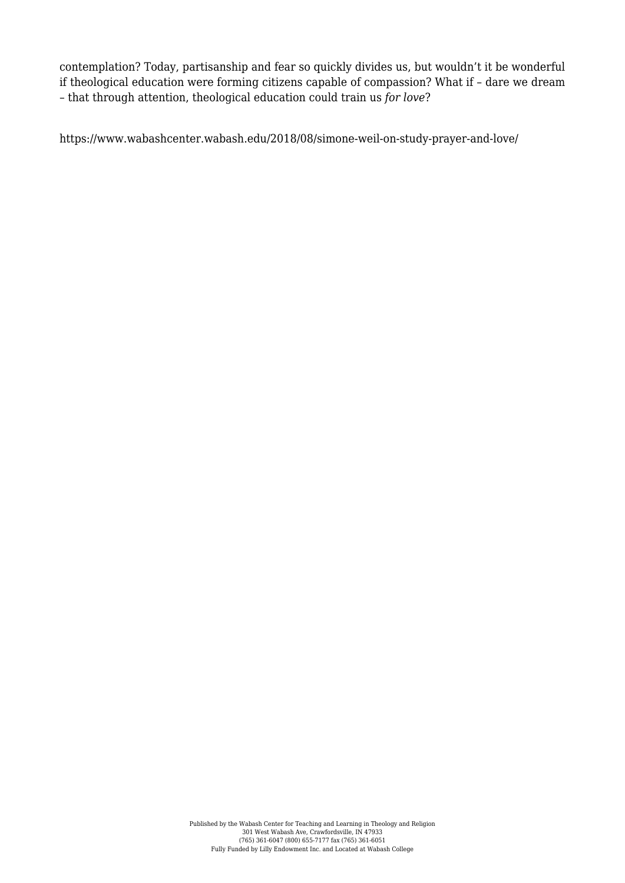contemplation? Today, partisanship and fear so quickly divides us, but wouldn't it be wonderful if theological education were forming citizens capable of compassion? What if – dare we dream – that through attention, theological education could train us *for love*?

https://www.wabashcenter.wabash.edu/2018/08/simone-weil-on-study-prayer-and-love/